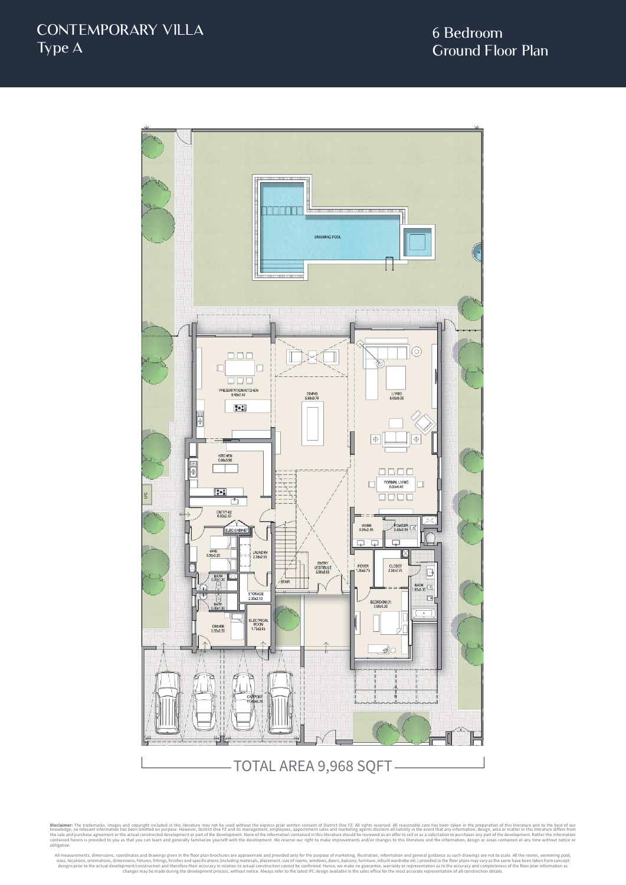# CONTEMPORARY VILLA
## Type A

## 6 Bedroom
## Ground Floor Plan

TOTAL AREA 9,968 SQFT

**Disclaimer:** The trademarks, images and copyright included in this literature may not be used without the express prior written consent of District One FZ. All rights reserved. All reasonable care has been taken in the preparation of this literature and to the best of our knowledge, no relevant information has been omitted on purpose. However, District One FZ and its management, employees, appointment sales and marketing agents disclaim all liability in the event that any information, design, area or matter in this literature differs from the sale and purchase agreement or the actual constructed development or part of the development. None of the information contained in this literature should be reviewed as an offer to sell or as a solicitation to purchaser any part of the development. Rather the information contained herein is provided to you as that you can learn and generally familiarize yourself with the development. We reserve our right to make improvements and/or changes to this literature and the information, design or areas contained at any time without notice or obligation.

All measurements, dimensions, coordinates and drawings given in the floor plan brochures are approximate and provided only for the purpose of marketing, illustration, information and general guidance as such drawings are not to scale. All the rooms, swimming pool, sizes, locations, orientations, dimensions, fixtures, fittings, finishes and specifications (including materials, placement, size of rooms, windows, doors, balcony, furniture, inbuilt wardrobe etc.) provided in the floor plans may vary as the same have been taken from concept designs prior to the actual development/construction and therefore their accuracy in relation to actual construction cannot be confirmed. Hence, we make no guarantee, warranty or representation as to the accuracy and completeness of the floor plan information as changes may be made during the development process, without notice. Always refer to the latest IFC design available in the sales office for the most accurate representation of all construction details.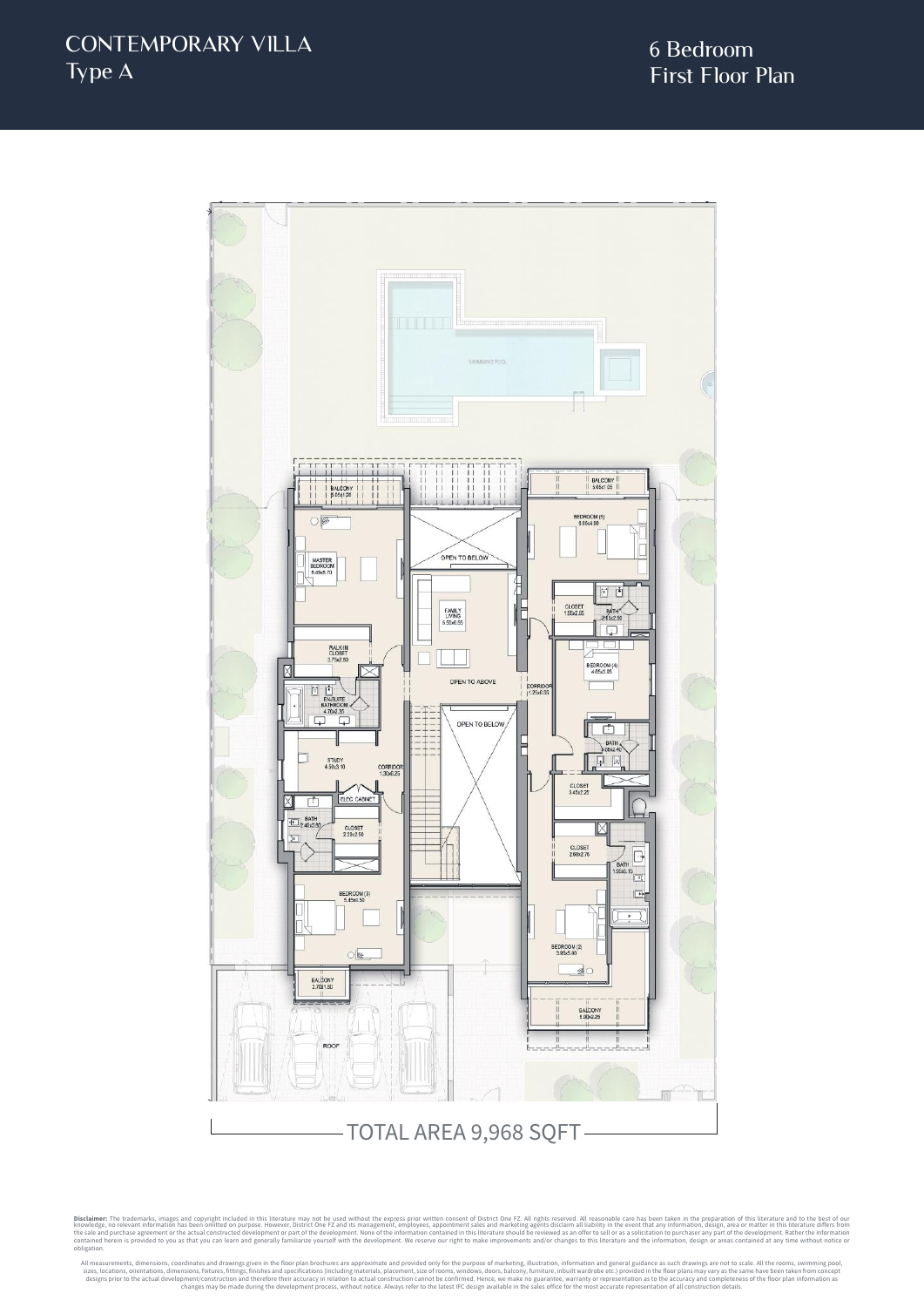# CONTEMPORARY VILLA
Type A

6 Bedroom
First Floor Plan

SWIMMING POOL

BALCONY 5.65x1.25

MASTER BEDROOM 5.65x5.70

WALK-IN CLOSET 3.75x2.60

EN-SUITE BATHROOM 4.70x2.35

STUDY 4.50x3.10

CORRIDOR 1.30x8.25

ELEC. CABINET

BATH 2.40x2.30

CLOSET 2.10x2.50

BEDROOM (3) 5.45x5.30

BALCONY 2.70x1.50

ROOF

OPEN TO BELOW

FAMILY LIVING 6.50x6.55

OPEN TO ABOVE

OPEN TO BELOW

BALCONY 5.65x1.65

BEDROOM (5) 6.05x4.80

CLOSET 1.95x2.05

BATH 2.45x2.50

CORRIDOR 1.25x6.55

BEDROOM (4) 4.65x3.85

BATH 3.05x2.40

CLOSET 3.45x2.25

CLOSET 2.60x2.76

BATH 1.95x5.15

BEDROOM (2) 3.95x5.80

BALCONY 5.30x2.25

TOTAL AREA 9,968 SQFT

**Disclaimer:** The trademarks, images and copyright included in this literature may not be used without the express prior written consent of District One FZ. All rights reserved. All reasonable care has been taken in the preparation of this literature and to the best of our knowledge, no relevant information has been omitted on purpose. However, District One FZ and its management, employees, appointment sales and marketing agents disclaim all liability in the event that any information, design, area or matter in this literature differs from the sale and purchase agreement or the actual constructed development or part of the development. None of the information contained in this literature should be reviewed as an offer to sell or as a solicitation to purchaser any part of the development. Rather the information contained herein is provided to you as that you can learn and generally familiarize yourself with the development. We reserve our right to make improvements and/or changes to this literature and the information, design or areas contained at any time without notice or obligation.

All measurements, dimensions, coordinates and drawings given in the floor plan brochures are approximate and provided only for the purpose of marketing, illustration, information and general guidance as such drawings are not to scale. All the rooms, swimming pool, sizes, locations, orientations, dimensions, fixtures, fittings, finishes and specifications (including materials, placement, size of rooms, windows, doors, balcony, furniture, inbuilt wardrobe etc.) provided in the floor plans may vary as the same have been taken from concept designs prior to the actual development/construction and therefore their accuracy in relation to actual construction cannot be confirmed. Hence, we make no guarantee, warranty or representation as to the accuracy and completeness of the floor plan information as changes may be made during the development process, without notice. Always refer to the latest IFC design available in the sales office for the most accurate representation of all construction details.